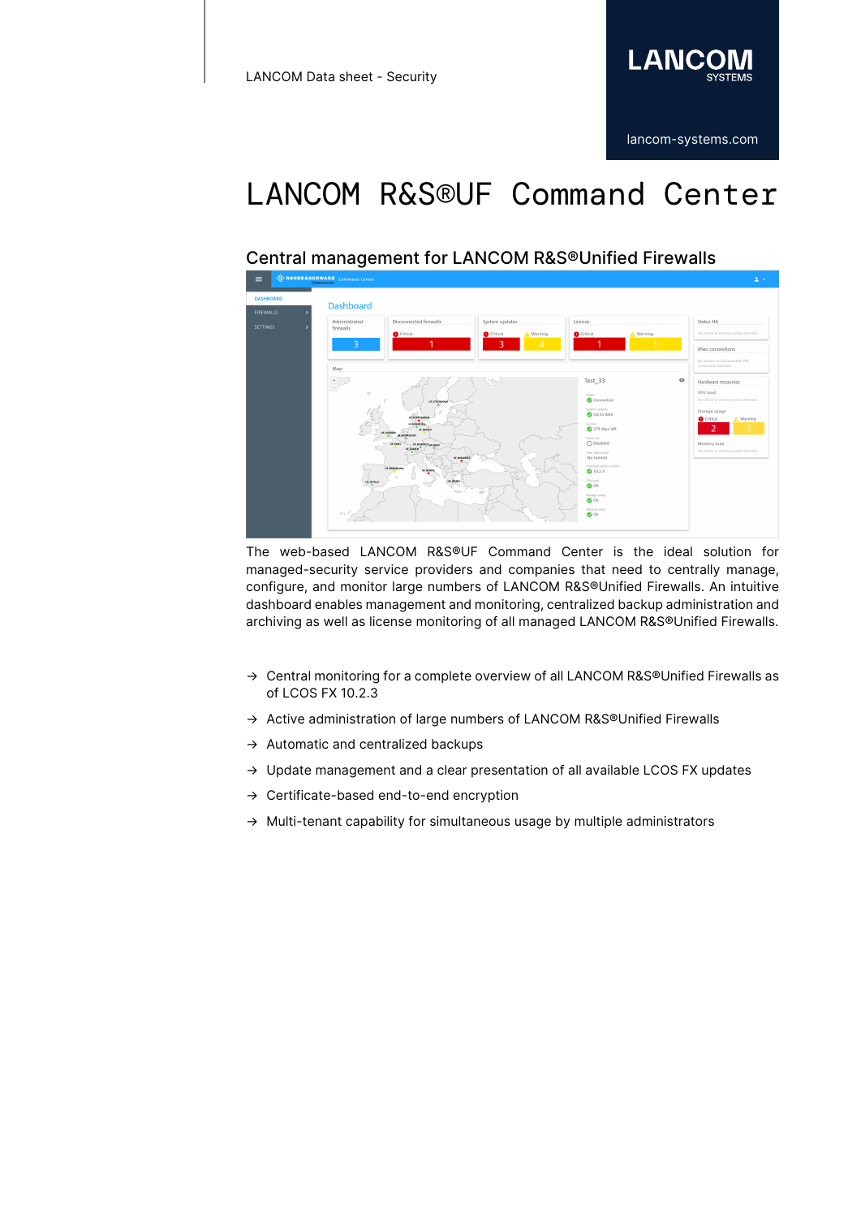# LANCOM R&S®UF Command Center

## Central management for LANCOM R&S®Unified Firewalls

The web-based LANCOM R&S®UF Command Center is the ideal solution for managed-security service providers and companies that need to centrally manage, configure, and monitor large numbers of LANCOM R&S®Unified Firewalls. An intuitive dashboard enables management and monitoring, centralized backup administration and archiving as well as license monitoring of all managed LANCOM R&S®Unified Firewalls.

→ Central monitoring for a complete overview of all LANCOM R&S®Unified Firewalls as of LCOS FX 10.2.3

→ Active administration of large numbers of LANCOM R&S®Unified Firewalls

→ Automatic and centralized backups

→ Update management and a clear presentation of all available LCOS FX updates

→ Certificate-based end-to-end encryption

→ Multi-tenant capability for simultaneous usage by multiple administrators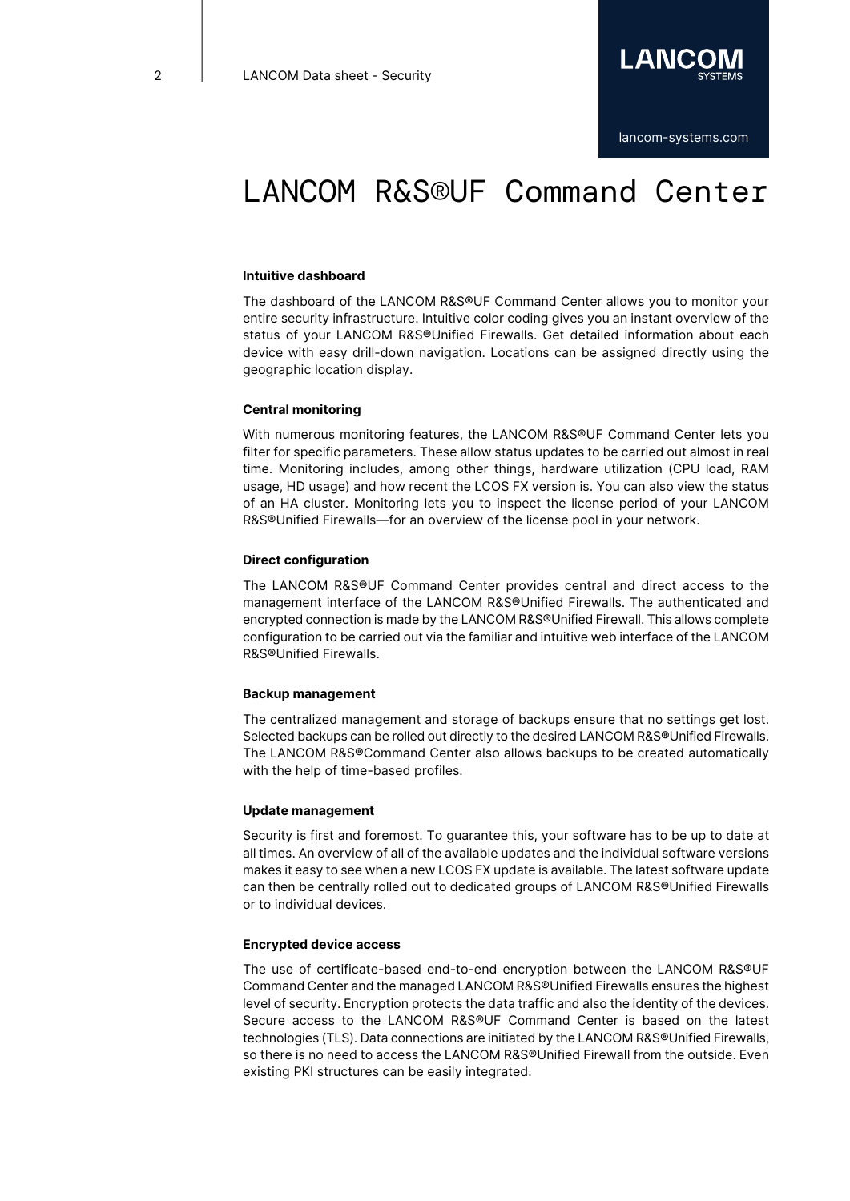# LANCOM R&S®UF Command Center

### Intuitive dashboard

The dashboard of the LANCOM R&S®UF Command Center allows you to monitor your entire security infrastructure. Intuitive color coding gives you an instant overview of the status of your LANCOM R&S®Unified Firewalls. Get detailed information about each device with easy drill-down navigation. Locations can be assigned directly using the geographic location display.

### Central monitoring

With numerous monitoring features, the LANCOM R&S®UF Command Center lets you filter for specific parameters. These allow status updates to be carried out almost in real time. Monitoring includes, among other things, hardware utilization (CPU load, RAM usage, HD usage) and how recent the LCOS FX version is. You can also view the status of an HA cluster. Monitoring lets you to inspect the license period of your LANCOM R&S®Unified Firewalls—for an overview of the license pool in your network.

### Direct configuration

The LANCOM R&S®UF Command Center provides central and direct access to the management interface of the LANCOM R&S®Unified Firewalls. The authenticated and encrypted connection is made by the LANCOM R&S®Unified Firewall. This allows complete configuration to be carried out via the familiar and intuitive web interface of the LANCOM R&S®Unified Firewalls.

### Backup management

The centralized management and storage of backups ensure that no settings get lost. Selected backups can be rolled out directly to the desired LANCOM R&S®Unified Firewalls. The LANCOM R&S®Command Center also allows backups to be created automatically with the help of time-based profiles.

### Update management

Security is first and foremost. To guarantee this, your software has to be up to date at all times. An overview of all of the available updates and the individual software versions makes it easy to see when a new LCOS FX update is available. The latest software update can then be centrally rolled out to dedicated groups of LANCOM R&S®Unified Firewalls or to individual devices.

### Encrypted device access

The use of certificate-based end-to-end encryption between the LANCOM R&S®UF Command Center and the managed LANCOM R&S®Unified Firewalls ensures the highest level of security. Encryption protects the data traffic and also the identity of the devices. Secure access to the LANCOM R&S®UF Command Center is based on the latest technologies (TLS). Data connections are initiated by the LANCOM R&S®Unified Firewalls, so there is no need to access the LANCOM R&S®Unified Firewall from the outside. Even existing PKI structures can be easily integrated.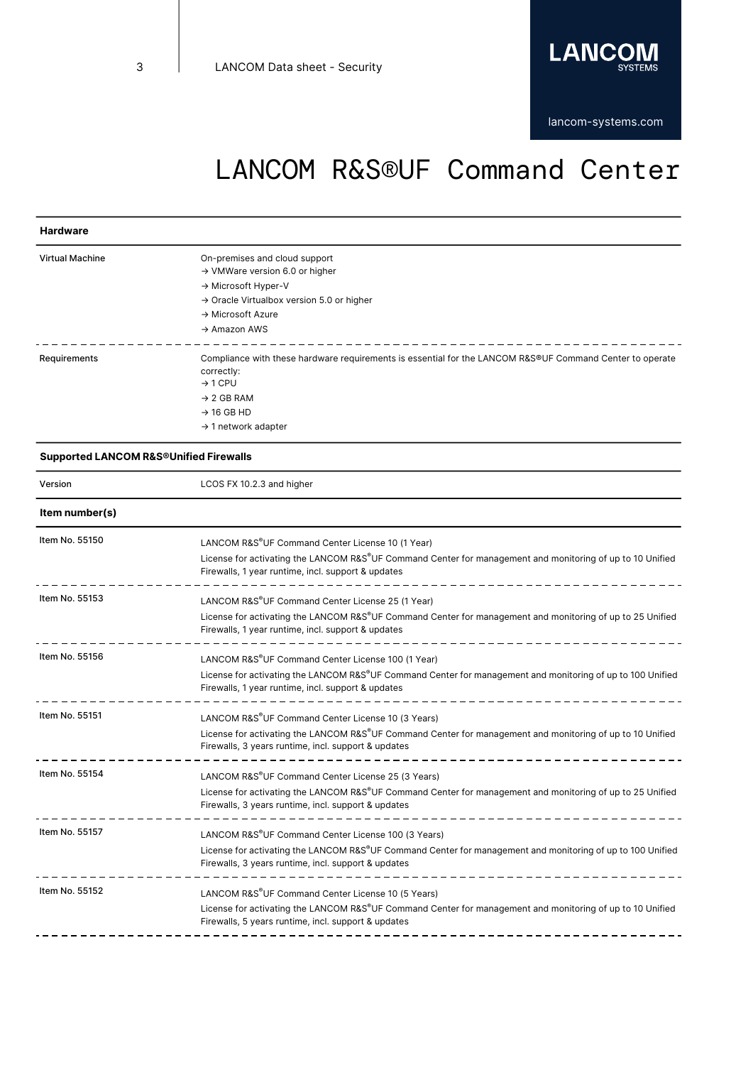# LANCOM R&S®UF Command Center

| **Hardware** | |
|---|---|
| Virtual Machine | On-premises and cloud support<br>→ VMWare version 6.0 or higher<br>→ Microsoft Hyper-V<br>→ Oracle Virtualbox version 5.0 or higher<br>→ Microsoft Azure<br>→ Amazon AWS |
| Requirements | Compliance with these hardware requirements is essential for the LANCOM R&S®UF Command Center to operate correctly:<br>→ 1 CPU<br>→ 2 GB RAM<br>→ 16 GB HD<br>→ 1 network adapter |
| **Supported LANCOM R&S®Unified Firewalls** | |
| Version | LCOS FX 10.2.3 and higher |
| **Item number(s)** | |
| Item No. 55150 | LANCOM R&S®UF Command Center License 10 (1 Year)<br>License for activating the LANCOM R&S®UF Command Center for management and monitoring of up to 10 Unified Firewalls, 1 year runtime, incl. support & updates |
| Item No. 55153 | LANCOM R&S®UF Command Center License 25 (1 Year)<br>License for activating the LANCOM R&S®UF Command Center for management and monitoring of up to 25 Unified Firewalls, 1 year runtime, incl. support & updates |
| Item No. 55156 | LANCOM R&S®UF Command Center License 100 (1 Year)<br>License for activating the LANCOM R&S®UF Command Center for management and monitoring of up to 100 Unified Firewalls, 1 year runtime, incl. support & updates |
| Item No. 55151 | LANCOM R&S®UF Command Center License 10 (3 Years)<br>License for activating the LANCOM R&S®UF Command Center for management and monitoring of up to 10 Unified Firewalls, 3 years runtime, incl. support & updates |
| Item No. 55154 | LANCOM R&S®UF Command Center License 25 (3 Years)<br>License for activating the LANCOM R&S®UF Command Center for management and monitoring of up to 25 Unified Firewalls, 3 years runtime, incl. support & updates |
| Item No. 55157 | LANCOM R&S®UF Command Center License 100 (3 Years)<br>License for activating the LANCOM R&S®UF Command Center for management and monitoring of up to 100 Unified Firewalls, 3 years runtime, incl. support & updates |
| Item No. 55152 | LANCOM R&S®UF Command Center License 10 (5 Years)<br>License for activating the LANCOM R&S®UF Command Center for management and monitoring of up to 10 Unified Firewalls, 5 years runtime, incl. support & updates |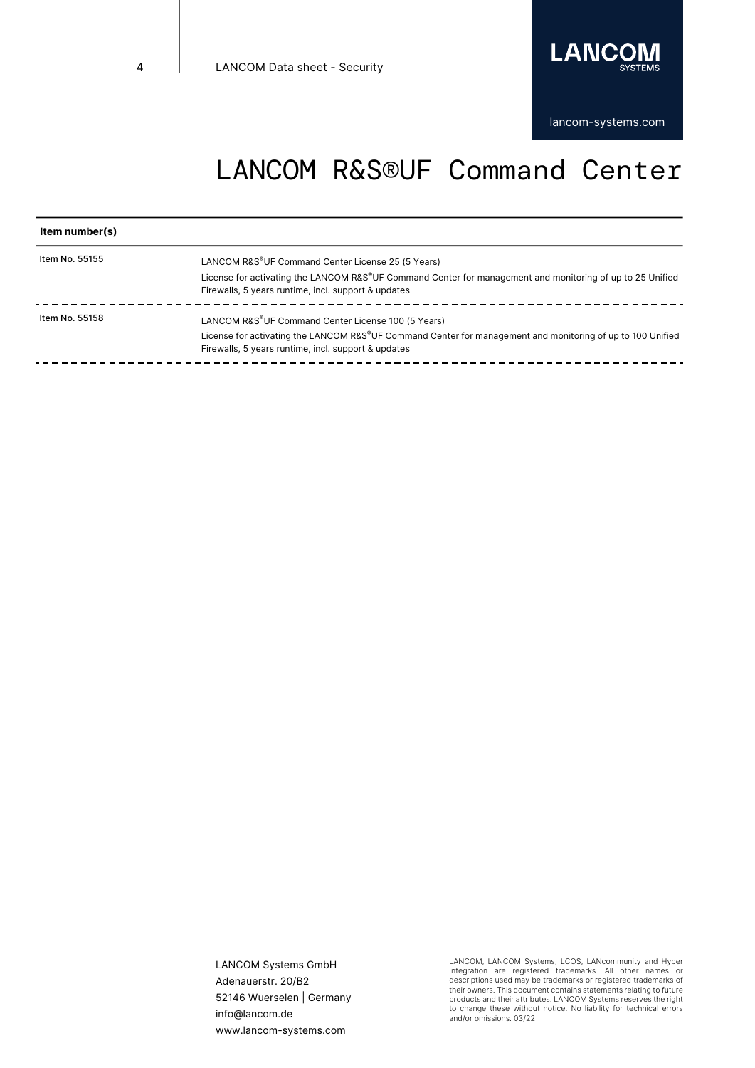# LANCOM R&S®UF Command Center

| Item number(s) | |
|---|---|
| Item No. 55155 | LANCOM R&S®UF Command Center License 25 (5 Years)<br>License for activating the LANCOM R&S®UF Command Center for management and monitoring of up to 25 Unified Firewalls, 5 years runtime, incl. support & updates |
| Item No. 55158 | LANCOM R&S®UF Command Center License 100 (5 Years)<br>License for activating the LANCOM R&S®UF Command Center for management and monitoring of up to 100 Unified Firewalls, 5 years runtime, incl. support & updates |

LANCOM Systems GmbH
Adenauerstr. 20/B2
52146 Wuerselen | Germany
info@lancom.de
www.lancom-systems.com

LANCOM, LANCOM Systems, LCOS, LANcommunity and Hyper Integration are registered trademarks. All other names or descriptions used may be trademarks or registered trademarks of their owners. This document contains statements relating to future products and their attributes. LANCOM Systems reserves the right to change these without notice. No liability for technical errors and/or omissions. 03/22